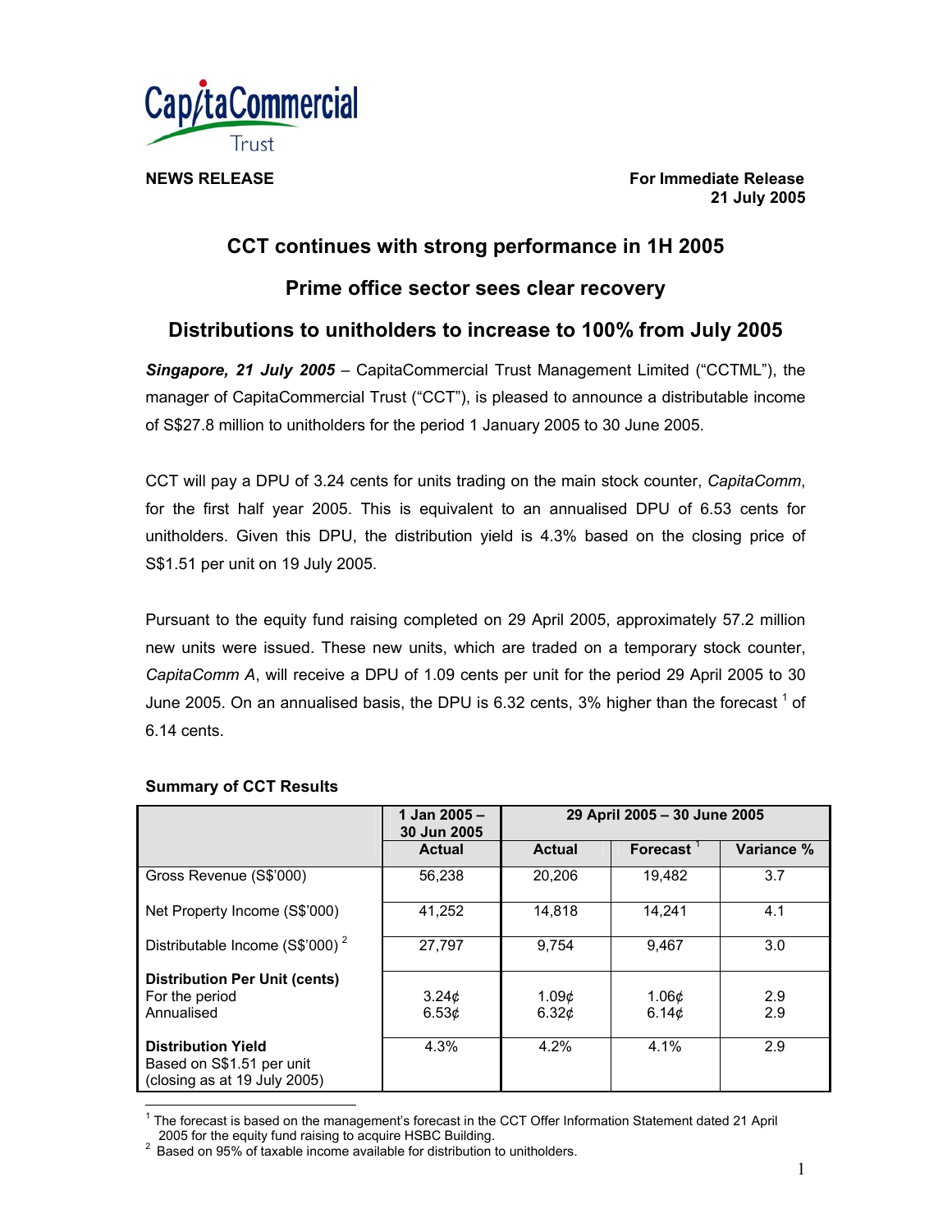CapitaCommercial Trust

**NEWS RELEASE**

**For Immediate Release**
**21 July 2005**

# CCT continues with strong performance in 1H 2005

## Prime office sector sees clear recovery

## Distributions to unitholders to increase to 100% from July 2005

***Singapore, 21 July 2005*** – CapitaCommercial Trust Management Limited ("CCTML"), the manager of CapitaCommercial Trust ("CCT"), is pleased to announce a distributable income of S$27.8 million to unitholders for the period 1 January 2005 to 30 June 2005.

CCT will pay a DPU of 3.24 cents for units trading on the main stock counter, *CapitaComm*, for the first half year 2005. This is equivalent to an annualised DPU of 6.53 cents for unitholders. Given this DPU, the distribution yield is 4.3% based on the closing price of S$1.51 per unit on 19 July 2005.

Pursuant to the equity fund raising completed on 29 April 2005, approximately 57.2 million new units were issued. These new units, which are traded on a temporary stock counter, *CapitaComm A*, will receive a DPU of 1.09 cents per unit for the period 29 April 2005 to 30 June 2005. On an annualised basis, the DPU is 6.32 cents, 3% higher than the forecast [1] of 6.14 cents.

**Summary of CCT Results**

| | 1 Jan 2005 – 30 Jun 2005 | 29 April 2005 – 30 June 2005 | | |
|---|---|---|---|---|
| | **Actual** | **Actual** | **Forecast [1]** | **Variance %** |
| Gross Revenue (S$'000) | 56,238 | 20,206 | 19,482 | 3.7 |
| Net Property Income (S$'000) | 41,252 | 14,818 | 14,241 | 4.1 |
| Distributable Income (S$'000) [2] | 27,797 | 9,754 | 9,467 | 3.0 |
| **Distribution Per Unit (cents)** | | | | |
| For the period | 3.24¢ | 1.09¢ | 1.06¢ | 2.9 |
| Annualised | 6.53¢ | 6.32¢ | 6.14¢ | 2.9 |
| **Distribution Yield** Based on S$1.51 per unit (closing as at 19 July 2005) | 4.3% | 4.2% | 4.1% | 2.9 |

[1] The forecast is based on the management's forecast in the CCT Offer Information Statement dated 21 April 2005 for the equity fund raising to acquire HSBC Building.

[2] Based on 95% of taxable income available for distribution to unitholders.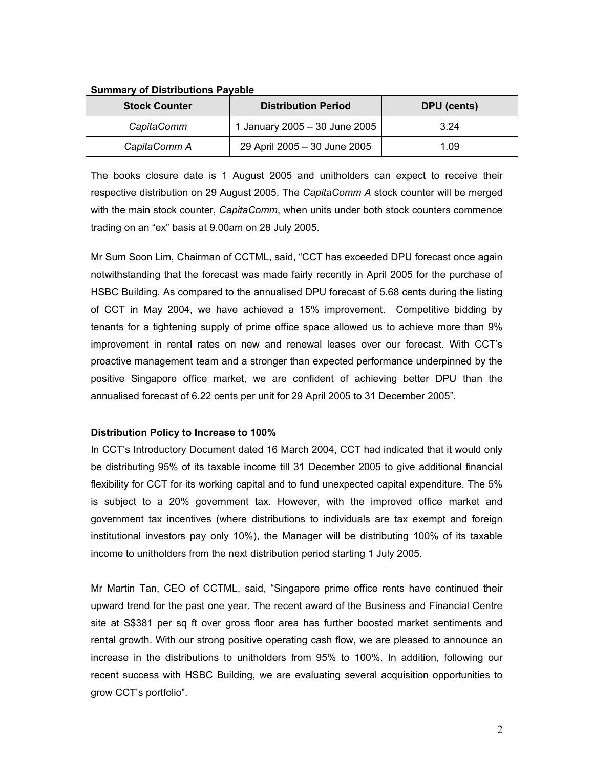**Summary of Distributions Payable**

| Stock Counter | Distribution Period | DPU (cents) |
|---|---|---|
| *CapitaComm* | 1 January 2005 – 30 June 2005 | 3.24 |
| *CapitaComm A* | 29 April 2005 – 30 June 2005 | 1.09 |

The books closure date is 1 August 2005 and unitholders can expect to receive their respective distribution on 29 August 2005. The *CapitaComm A* stock counter will be merged with the main stock counter, *CapitaComm*, when units under both stock counters commence trading on an "ex" basis at 9.00am on 28 July 2005.

Mr Sum Soon Lim, Chairman of CCTML, said, "CCT has exceeded DPU forecast once again notwithstanding that the forecast was made fairly recently in April 2005 for the purchase of HSBC Building. As compared to the annualised DPU forecast of 5.68 cents during the listing of CCT in May 2004, we have achieved a 15% improvement. Competitive bidding by tenants for a tightening supply of prime office space allowed us to achieve more than 9% improvement in rental rates on new and renewal leases over our forecast. With CCT's proactive management team and a stronger than expected performance underpinned by the positive Singapore office market, we are confident of achieving better DPU than the annualised forecast of 6.22 cents per unit for 29 April 2005 to 31 December 2005".

**Distribution Policy to Increase to 100%**

In CCT's Introductory Document dated 16 March 2004, CCT had indicated that it would only be distributing 95% of its taxable income till 31 December 2005 to give additional financial flexibility for CCT for its working capital and to fund unexpected capital expenditure. The 5% is subject to a 20% government tax. However, with the improved office market and government tax incentives (where distributions to individuals are tax exempt and foreign institutional investors pay only 10%), the Manager will be distributing 100% of its taxable income to unitholders from the next distribution period starting 1 July 2005.

Mr Martin Tan, CEO of CCTML, said, "Singapore prime office rents have continued their upward trend for the past one year. The recent award of the Business and Financial Centre site at S$381 per sq ft over gross floor area has further boosted market sentiments and rental growth. With our strong positive operating cash flow, we are pleased to announce an increase in the distributions to unitholders from 95% to 100%. In addition, following our recent success with HSBC Building, we are evaluating several acquisition opportunities to grow CCT's portfolio".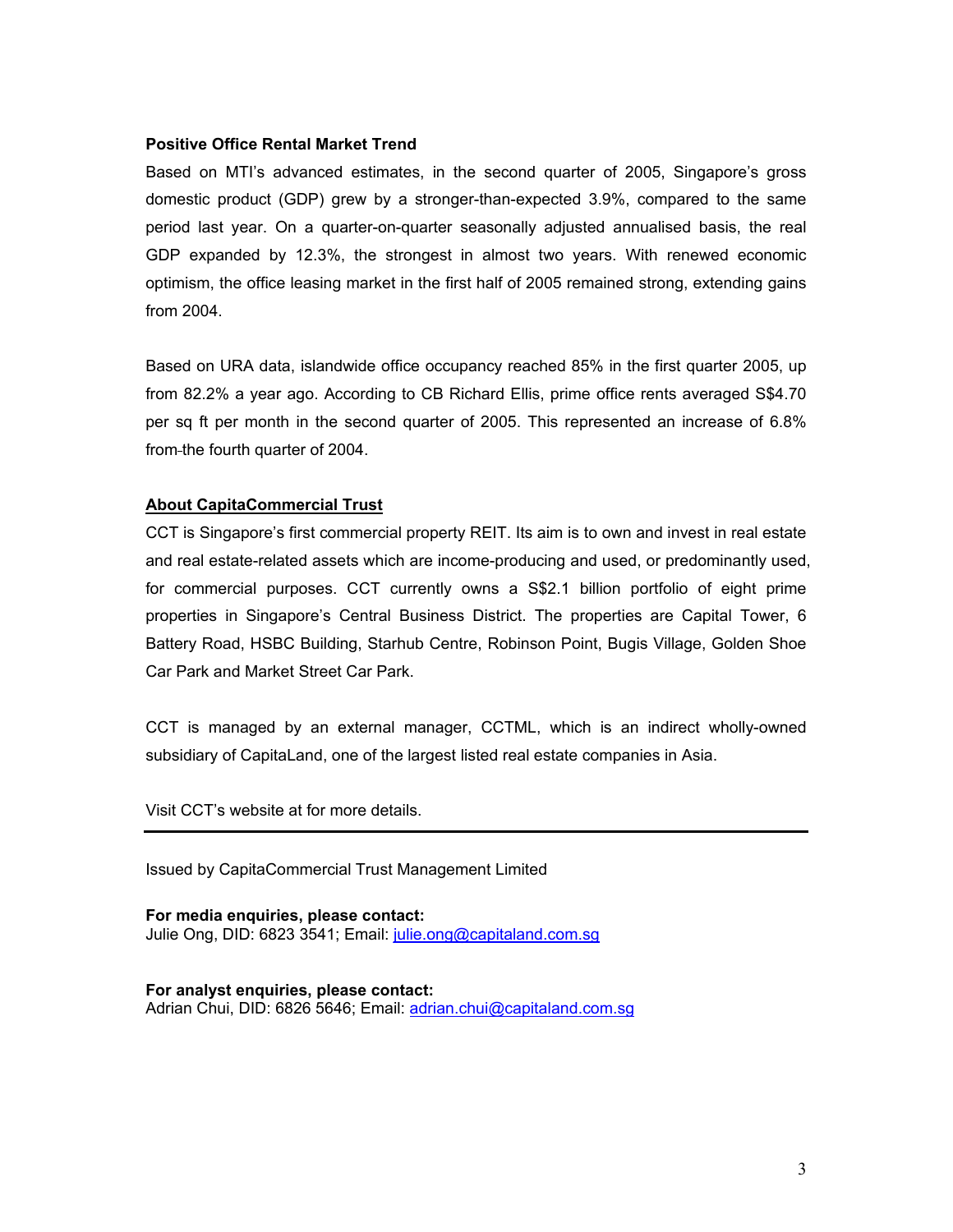**Positive Office Rental Market Trend**

Based on MTI's advanced estimates, in the second quarter of 2005, Singapore's gross domestic product (GDP) grew by a stronger-than-expected 3.9%, compared to the same period last year. On a quarter-on-quarter seasonally adjusted annualised basis, the real GDP expanded by 12.3%, the strongest in almost two years. With renewed economic optimism, the office leasing market in the first half of 2005 remained strong, extending gains from 2004.

Based on URA data, islandwide office occupancy reached 85% in the first quarter 2005, up from 82.2% a year ago. According to CB Richard Ellis, prime office rents averaged S$4.70 per sq ft per month in the second quarter of 2005. This represented an increase of 6.8% from the fourth quarter of 2004.

**About CapitaCommercial Trust**

CCT is Singapore's first commercial property REIT. Its aim is to own and invest in real estate and real estate-related assets which are income-producing and used, or predominantly used, for commercial purposes. CCT currently owns a S$2.1 billion portfolio of eight prime properties in Singapore's Central Business District. The properties are Capital Tower, 6 Battery Road, HSBC Building, Starhub Centre, Robinson Point, Bugis Village, Golden Shoe Car Park and Market Street Car Park.

CCT is managed by an external manager, CCTML, which is an indirect wholly-owned subsidiary of CapitaLand, one of the largest listed real estate companies in Asia.

Visit CCT's website at for more details.

---

Issued by CapitaCommercial Trust Management Limited

**For media enquiries, please contact:**
Julie Ong, DID: 6823 3541; Email: julie.ong@capitaland.com.sg

**For analyst enquiries, please contact:**
Adrian Chui, DID: 6826 5646; Email: adrian.chui@capitaland.com.sg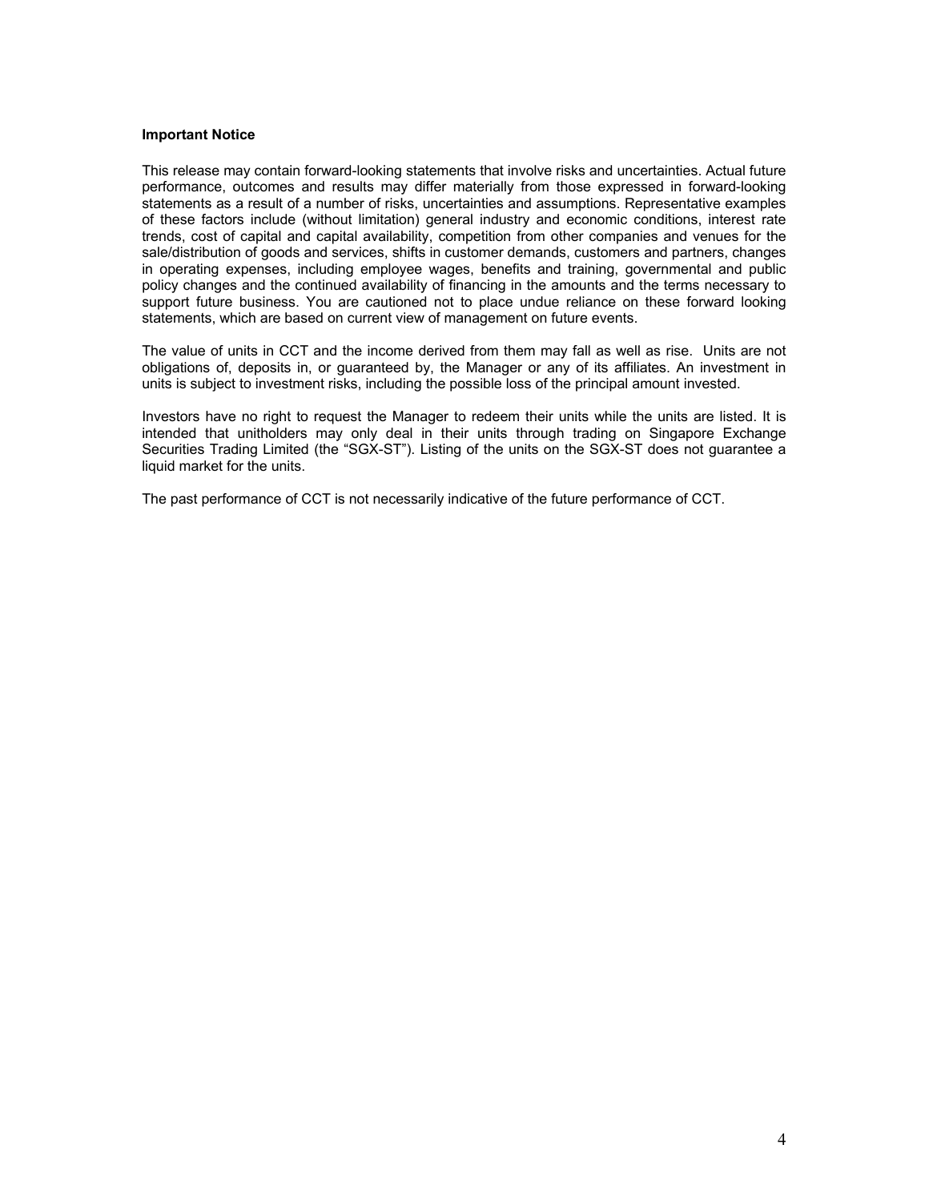**Important Notice**

This release may contain forward-looking statements that involve risks and uncertainties. Actual future performance, outcomes and results may differ materially from those expressed in forward-looking statements as a result of a number of risks, uncertainties and assumptions. Representative examples of these factors include (without limitation) general industry and economic conditions, interest rate trends, cost of capital and capital availability, competition from other companies and venues for the sale/distribution of goods and services, shifts in customer demands, customers and partners, changes in operating expenses, including employee wages, benefits and training, governmental and public policy changes and the continued availability of financing in the amounts and the terms necessary to support future business. You are cautioned not to place undue reliance on these forward looking statements, which are based on current view of management on future events.

The value of units in CCT and the income derived from them may fall as well as rise. Units are not obligations of, deposits in, or guaranteed by, the Manager or any of its affiliates. An investment in units is subject to investment risks, including the possible loss of the principal amount invested.

Investors have no right to request the Manager to redeem their units while the units are listed. It is intended that unitholders may only deal in their units through trading on Singapore Exchange Securities Trading Limited (the "SGX-ST"). Listing of the units on the SGX-ST does not guarantee a liquid market for the units.

The past performance of CCT is not necessarily indicative of the future performance of CCT.